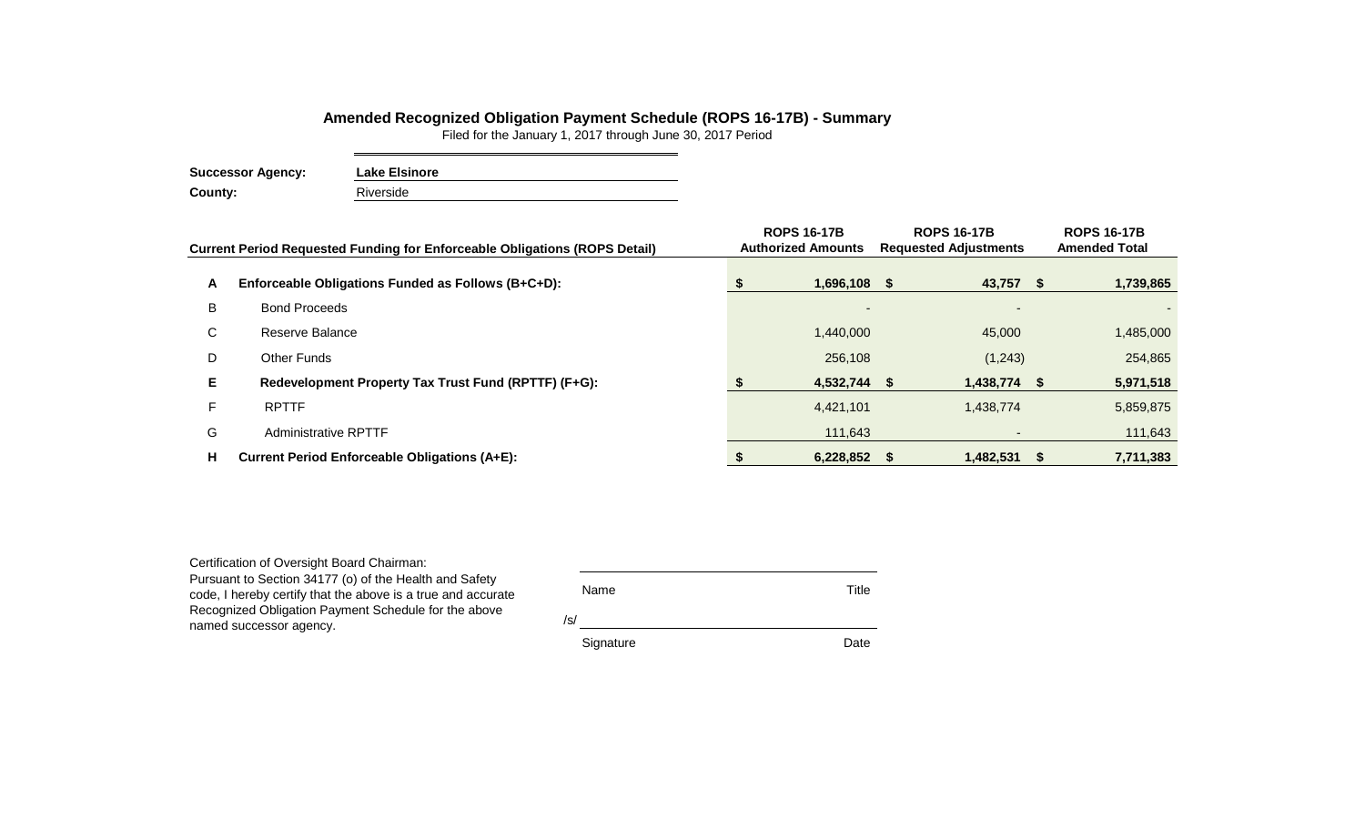## Amended Recognized Obligation Payment Schedule (ROPS 16-17B) - Summary

Filed for the January 1, 2017 through June 30, 2017 Period

**Successor Agency:** **Lake Elsinore**

**County:** Riverside

| | Current Period Requested Funding for Enforceable Obligations (ROPS Detail) | ROPS 16-17B Authorized Amounts | ROPS 16-17B Requested Adjustments | ROPS 16-17B Amended Total |
|---|---|---|---|---|
| **A** | **Enforceable Obligations Funded as Follows (B+C+D):** | **$ 1,696,108** | **$ 43,757** | **$ 1,739,865** |
| B | Bond Proceeds | - | - | - |
| C | Reserve Balance | 1,440,000 | 45,000 | 1,485,000 |
| D | Other Funds | 256,108 | (1,243) | 254,865 |
| **E** | **Redevelopment Property Tax Trust Fund (RPTTF) (F+G):** | **$ 4,532,744** | **$ 1,438,774** | **$ 5,971,518** |
| F | RPTTF | 4,421,101 | 1,438,774 | 5,859,875 |
| G | Administrative RPTTF | 111,643 | - | 111,643 |
| **H** | **Current Period Enforceable Obligations (A+E):** | **$ 6,228,852** | **$ 1,482,531** | **$ 7,711,383** |

Certification of Oversight Board Chairman:
Pursuant to Section 34177 (o) of the Health and Safety code, I hereby certify that the above is a true and accurate Recognized Obligation Payment Schedule for the above named successor agency.

| Name | Title |
|---|---|
| /s/ | |
| Signature | Date |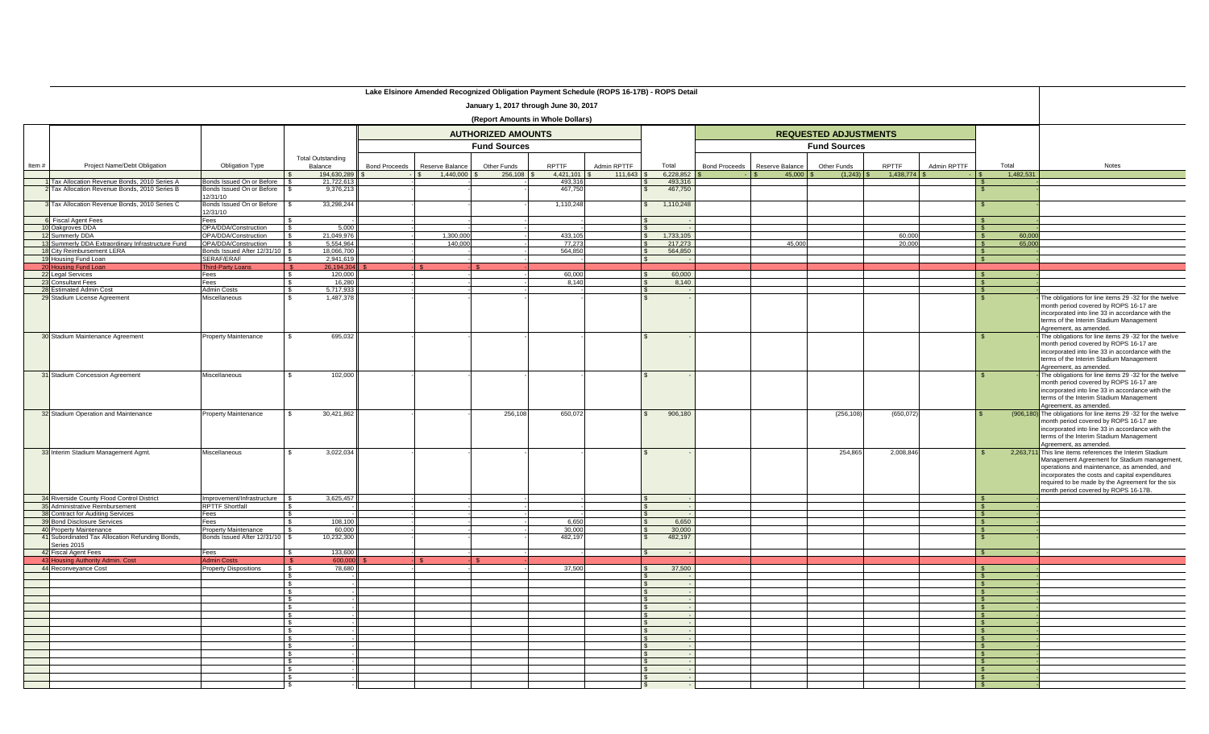# Lake Elsinore Amended Recognized Obligation Payment Schedule (ROPS 16-17B) - ROPS Detail

**January 1, 2017 through June 30, 2017**

**(Report Amounts in Whole Dollars)**

| | | | | AUTHORIZED AMOUNTS | | | | | | REQUESTED ADJUSTMENTS | | | | | | |
|---|---|---|---|---|---|---|---|---|---|---|---|---|---|---|---|---|
| | | | | Fund Sources | | | | | | Fund Sources | | | | | | |
| Item # | Project Name/Debt Obligation | Obligation Type | Total Outstanding Balance | Bond Proceeds | Reserve Balance | Other Funds | RPTTF | Admin RPTTF | Total | Bond Proceeds | Reserve Balance | Other Funds | RPTTF | Admin RPTTF | Total | Notes |
| | | | $ 194,630,289 | $ - | $ 1,440,000 | $ 256,108 | $ 4,421,101 | $ 111,643 | $ 6,228,852 | $ - | $ 45,000 | $ (1,243) | $ 1,438,774 | $ - | $ 1,482,531 | |
| 1 | Tax Allocation Revenue Bonds, 2010 Series A | Bonds Issued On or Before | $ 21,722,613 | - | - | - | 493,316 | - | $ 493,316 | | | | | | $ - | |
| 2 | Tax Allocation Revenue Bonds, 2010 Series B | Bonds Issued On or Before 12/31/10 | $ 9,376,213 | - | - | - | 467,750 | - | $ 467,750 | | | | | | $ - | |
| 3 | Tax Allocation Revenue Bonds, 2010 Series C | Bonds Issued On or Before 12/31/10 | $ 33,298,244 | - | - | - | 1,110,248 | - | $ 1,110,248 | | | | | | $ - | |
| 6 | Fiscal Agent Fees | Fees | $ - | - | - | - | - | - | $ - | | | | | | $ - | |
| 10 | Oakgroves DDA | OPA/DDA/Construction | $ 5,000 | - | - | - | - | - | $ - | | | | | | $ - | |
| 12 | Summerly DDA | OPA/DDA/Construction | $ 21,049,976 | - | 1,300,000 | - | 433,105 | - | $ 1,733,105 | | | | 60,000 | | $ 60,000 | |
| 13 | Summerly DDA Extraordinary Infrastructure Fund | OPA/DDA/Construction | $ 5,554,964 | - | 140,000 | - | 77,273 | - | $ 217,273 | | 45,000 | | 20,000 | | $ 65,000 | |
| 18 | City Reimbursement LERA | Bonds Issued After 12/31/10 | $ 18,066,700 | - | - | - | 564,850 | - | $ 564,850 | | | | | | $ - | |
| 19 | Housing Fund Loan | SERAF/ERAF | $ 2,941,619 | - | - | - | - | - | $ - | | | | | | $ - | |
| 20 | Housing Fund Loan | Third-Party Loans | $ 26,194,304 | $ - | $ - | $ - | | | | | | | | | | |
| 22 | Legal Services | Fees | $ 120,000 | - | - | - | 60,000 | - | $ 60,000 | | | | | | $ - | |
| 23 | Consultant Fees | Fees | $ 16,280 | - | - | - | 8,140 | - | $ 8,140 | | | | | | $ - | |
| 28 | Estimated Admin Cost | Admin Costs | $ 5,717,933 | - | - | - | - | - | $ - | | | | | | $ - | |
| 29 | Stadium License Agreement | Miscellaneous | $ 1,487,378 | - | - | - | - | - | $ - | | | | | | $ - | The obligations for line items 29 -32 for the twelve month period covered by ROPS 16-17 are incorporated into line 33 in accordance with the terms of the Interim Stadium Management Agreement, as amended. |
| 30 | Stadium Maintenance Agreement | Property Maintenance | $ 695,032 | - | - | - | - | - | $ - | | | | | | $ - | The obligations for line items 29 -32 for the twelve month period covered by ROPS 16-17 are incorporated into line 33 in accordance with the terms of the Interim Stadium Management Agreement, as amended. |
| 31 | Stadium Concession Agreement | Miscellaneous | $ 102,000 | - | - | - | - | - | $ - | | | | | | $ - | The obligations for line items 29 -32 for the twelve month period covered by ROPS 16-17 are incorporated into line 33 in accordance with the terms of the Interim Stadium Management Agreement, as amended. |
| 32 | Stadium Operation and Maintenance | Property Maintenance | $ 30,421,862 | - | - | 256,108 | 650,072 | - | $ 906,180 | | | (256,108) | (650,072) | | $ (906,180) | The obligations for line items 29 -32 for the twelve month period covered by ROPS 16-17 are incorporated into line 33 in accordance with the terms of the Interim Stadium Management Agreement, as amended. |
| 33 | Interim Stadium Management Agmt. | Miscellaneous | $ 3,022,034 | - | - | - | - | - | $ - | | | 254,865 | 2,008,846 | | $ 2,263,711 | This line items references the Interim Stadium Management Agreement for Stadium management, operations and maintenance, as amended, and incorporates the costs and capital expenditures required to be made by the Agreement for the six month period covered by ROPS 16-17B. |
| 34 | Riverside County Flood Control District | Improvement/Infrastructure | $ 3,625,457 | - | - | - | - | - | $ - | | | | | | $ - | |
| 35 | Administrative Reimbursement | RPTTF Shortfall | $ - | - | - | - | - | - | $ - | | | | | | $ - | |
| 38 | Contract for Auditing Services | Fees | $ - | - | - | - | - | - | $ - | | | | | | $ - | |
| 39 | Bond Disclosure Services | Fees | $ 108,100 | - | - | - | 6,650 | - | $ 6,650 | | | | | | $ - | |
| 40 | Property Maintenance | Property Maintenance | $ 60,000 | - | - | - | 30,000 | - | $ 30,000 | | | | | | $ - | |
| 41 | Subordinated Tax Allocation Refunding Bonds, Series 2015 | Bonds Issued After 12/31/10 | $ 10,232,300 | - | - | - | 482,197 | - | $ 482,197 | | | | | | $ - | |
| 42 | Fiscal Agent Fees | Fees | $ 133,600 | - | - | - | - | - | $ - | | | | | | $ - | |
| 43 | Housing Authority Admin. Cost | Admin Costs | $ 600,000 | $ - | $ - | $ - | | | | | | | | | | |
| 44 | Reconveyance Cost | Property Dispositions | $ 78,680 | - | - | - | 37,500 | - | $ 37,500 | | | | | | $ - | |
| | | | $ - | | | | | | $ - | | | | | | $ - | |
| | | | $ - | | | | | | $ - | | | | | | $ - | |
| | | | $ - | | | | | | $ - | | | | | | $ - | |
| | | | $ - | | | | | | $ - | | | | | | $ - | |
| | | | $ - | | | | | | $ - | | | | | | $ - | |
| | | | $ - | | | | | | $ - | | | | | | $ - | |
| | | | $ - | | | | | | $ - | | | | | | $ - | |
| | | | $ - | | | | | | $ - | | | | | | $ - | |
| | | | $ - | | | | | | $ - | | | | | | $ - | |
| | | | $ - | | | | | | $ - | | | | | | $ - | |
| | | | $ - | | | | | | $ - | | | | | | $ - | |
| | | | $ - | | | | | | $ - | | | | | | $ - | |
| | | | $ - | | | | | | $ - | | | | | | $ - | |
| | | | $ - | | | | | | $ - | | | | | | $ - | |
| | | | $ - | | | | | | $ - | | | | | | $ - | |
| | | | $ - | | | | | | $ - | | | | | | $ - | |